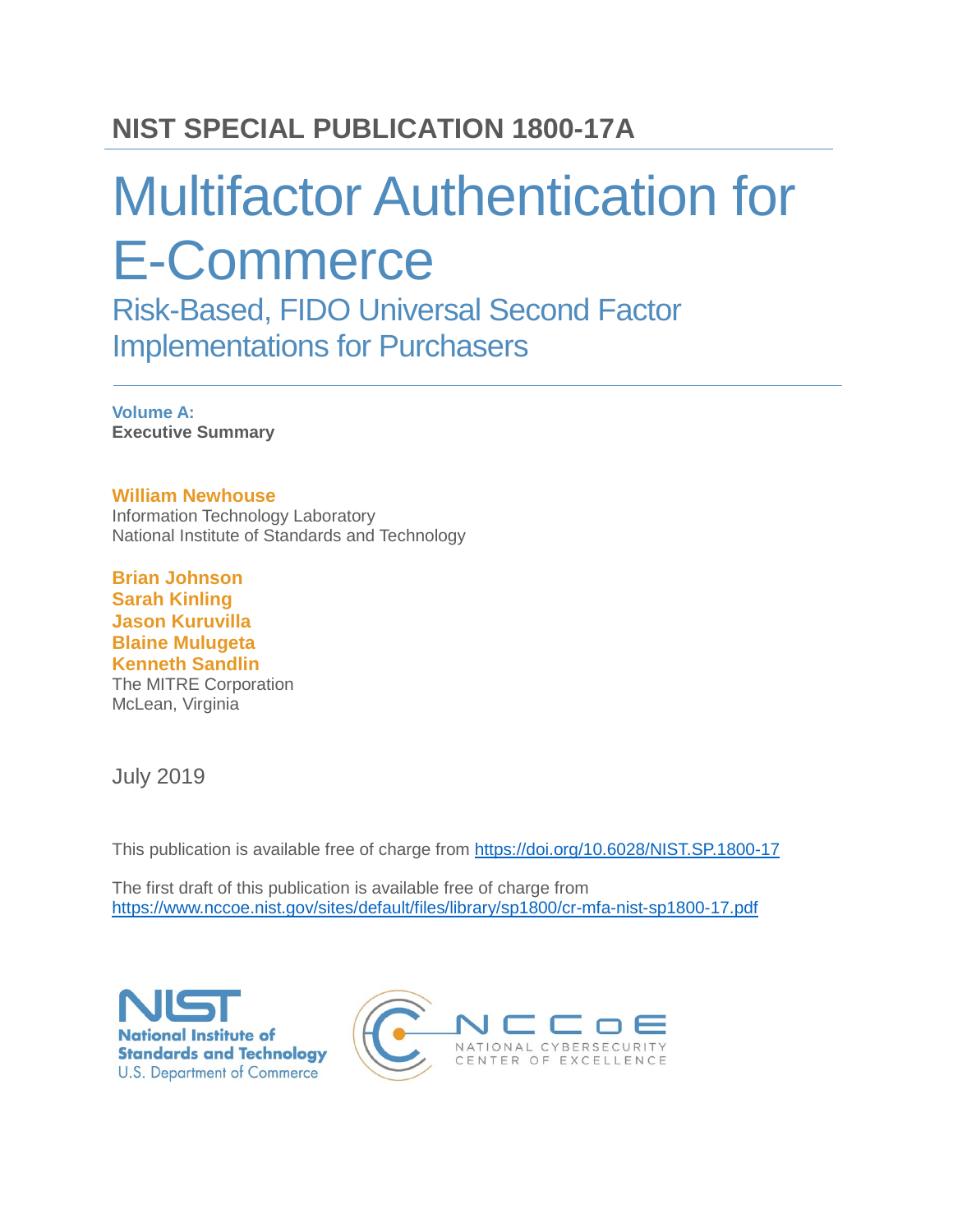## NIST SPECIAL PUBLICATION 1800-17A

# Multifactor Authentication for E-Commerce

## Risk-Based, FIDO Universal Second Factor Implementations for Purchasers

**Volume A:**
**Executive Summary**

**William Newhouse**
Information Technology Laboratory
National Institute of Standards and Technology

**Brian Johnson**
**Sarah Kinling**
**Jason Kuruvilla**
**Blaine Mulugeta**
**Kenneth Sandlin**
The MITRE Corporation
McLean, Virginia

July 2019

This publication is available free of charge from https://doi.org/10.6028/NIST.SP.1800-17

The first draft of this publication is available free of charge from https://www.nccoe.nist.gov/sites/default/files/library/sp1800/cr-mfa-nist-sp1800-17.pdf

NIST
National Institute of Standards and Technology
U.S. Department of Commerce

NCCoE
NATIONAL CYBERSECURITY CENTER OF EXCELLENCE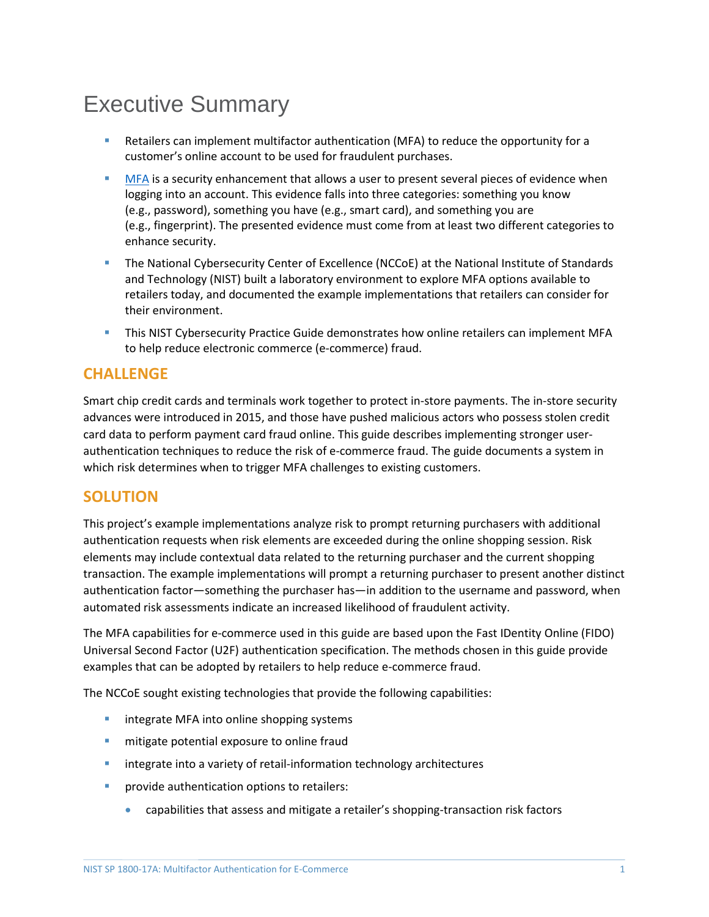# Executive Summary

- Retailers can implement multifactor authentication (MFA) to reduce the opportunity for a customer's online account to be used for fraudulent purchases.
- MFA is a security enhancement that allows a user to present several pieces of evidence when logging into an account. This evidence falls into three categories: something you know (e.g., password), something you have (e.g., smart card), and something you are (e.g., fingerprint). The presented evidence must come from at least two different categories to enhance security.
- The National Cybersecurity Center of Excellence (NCCoE) at the National Institute of Standards and Technology (NIST) built a laboratory environment to explore MFA options available to retailers today, and documented the example implementations that retailers can consider for their environment.
- This NIST Cybersecurity Practice Guide demonstrates how online retailers can implement MFA to help reduce electronic commerce (e-commerce) fraud.

## CHALLENGE

Smart chip credit cards and terminals work together to protect in-store payments. The in-store security advances were introduced in 2015, and those have pushed malicious actors who possess stolen credit card data to perform payment card fraud online. This guide describes implementing stronger user-authentication techniques to reduce the risk of e-commerce fraud. The guide documents a system in which risk determines when to trigger MFA challenges to existing customers.

## SOLUTION

This project's example implementations analyze risk to prompt returning purchasers with additional authentication requests when risk elements are exceeded during the online shopping session. Risk elements may include contextual data related to the returning purchaser and the current shopping transaction. The example implementations will prompt a returning purchaser to present another distinct authentication factor—something the purchaser has—in addition to the username and password, when automated risk assessments indicate an increased likelihood of fraudulent activity.

The MFA capabilities for e-commerce used in this guide are based upon the Fast IDentity Online (FIDO) Universal Second Factor (U2F) authentication specification. The methods chosen in this guide provide examples that can be adopted by retailers to help reduce e-commerce fraud.

The NCCoE sought existing technologies that provide the following capabilities:

- integrate MFA into online shopping systems
- mitigate potential exposure to online fraud
- integrate into a variety of retail-information technology architectures
- provide authentication options to retailers:
  - capabilities that assess and mitigate a retailer's shopping-transaction risk factors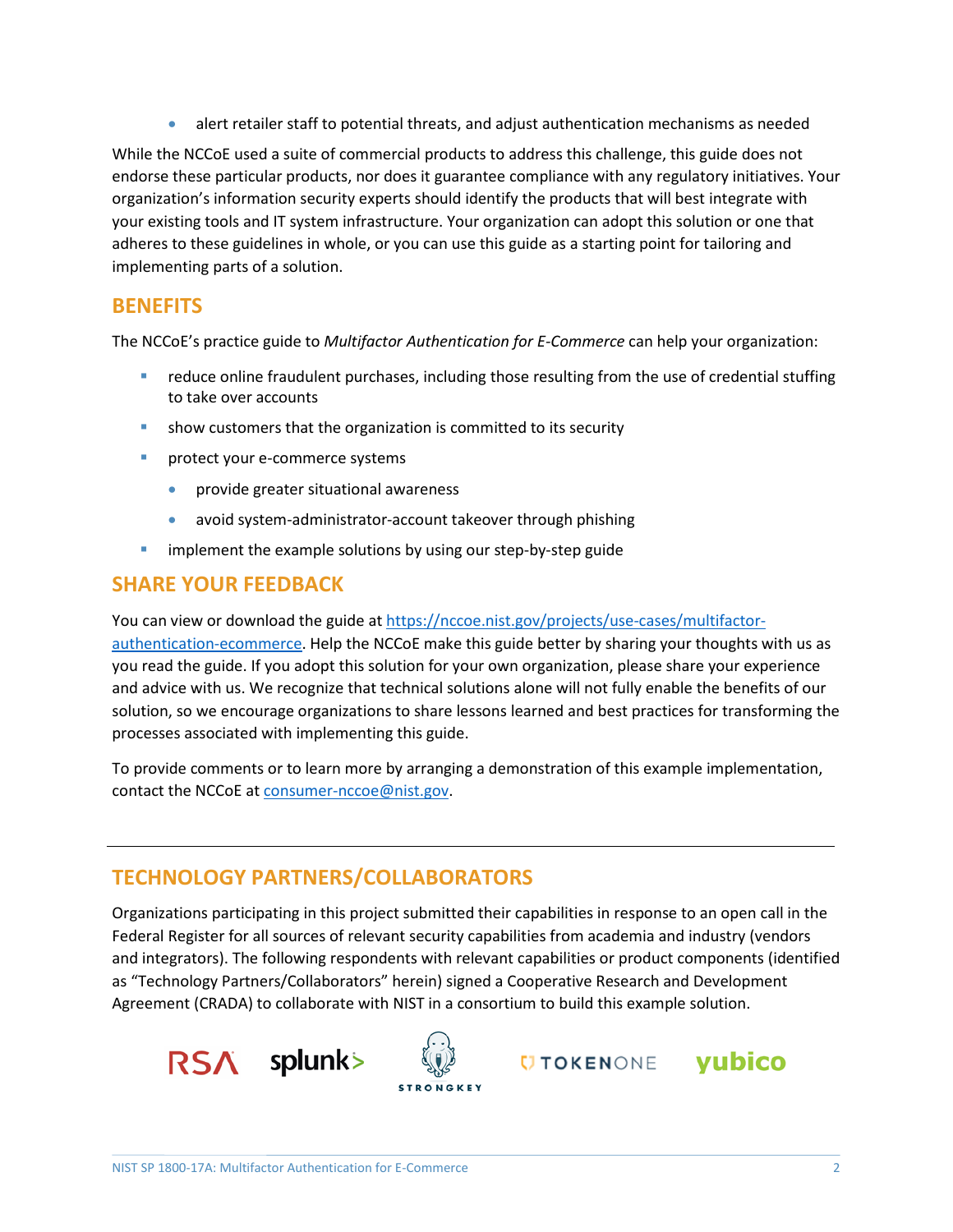- alert retailer staff to potential threats, and adjust authentication mechanisms as needed

While the NCCoE used a suite of commercial products to address this challenge, this guide does not endorse these particular products, nor does it guarantee compliance with any regulatory initiatives. Your organization's information security experts should identify the products that will best integrate with your existing tools and IT system infrastructure. Your organization can adopt this solution or one that adheres to these guidelines in whole, or you can use this guide as a starting point for tailoring and implementing parts of a solution.

## BENEFITS

The NCCoE's practice guide to *Multifactor Authentication for E-Commerce* can help your organization:

- reduce online fraudulent purchases, including those resulting from the use of credential stuffing to take over accounts
- show customers that the organization is committed to its security
- protect your e-commerce systems
  - provide greater situational awareness
  - avoid system-administrator-account takeover through phishing
- implement the example solutions by using our step-by-step guide

## SHARE YOUR FEEDBACK

You can view or download the guide at https://nccoe.nist.gov/projects/use-cases/multifactor-authentication-ecommerce. Help the NCCoE make this guide better by sharing your thoughts with us as you read the guide. If you adopt this solution for your own organization, please share your experience and advice with us. We recognize that technical solutions alone will not fully enable the benefits of our solution, so we encourage organizations to share lessons learned and best practices for transforming the processes associated with implementing this guide.

To provide comments or to learn more by arranging a demonstration of this example implementation, contact the NCCoE at consumer-nccoe@nist.gov.

---

## TECHNOLOGY PARTNERS/COLLABORATORS

Organizations participating in this project submitted their capabilities in response to an open call in the Federal Register for all sources of relevant security capabilities from academia and industry (vendors and integrators). The following respondents with relevant capabilities or product components (identified as "Technology Partners/Collaborators" herein) signed a Cooperative Research and Development Agreement (CRADA) to collaborate with NIST in a consortium to build this example solution.

RSA splunk> STRONGKEY TOKENONE yubico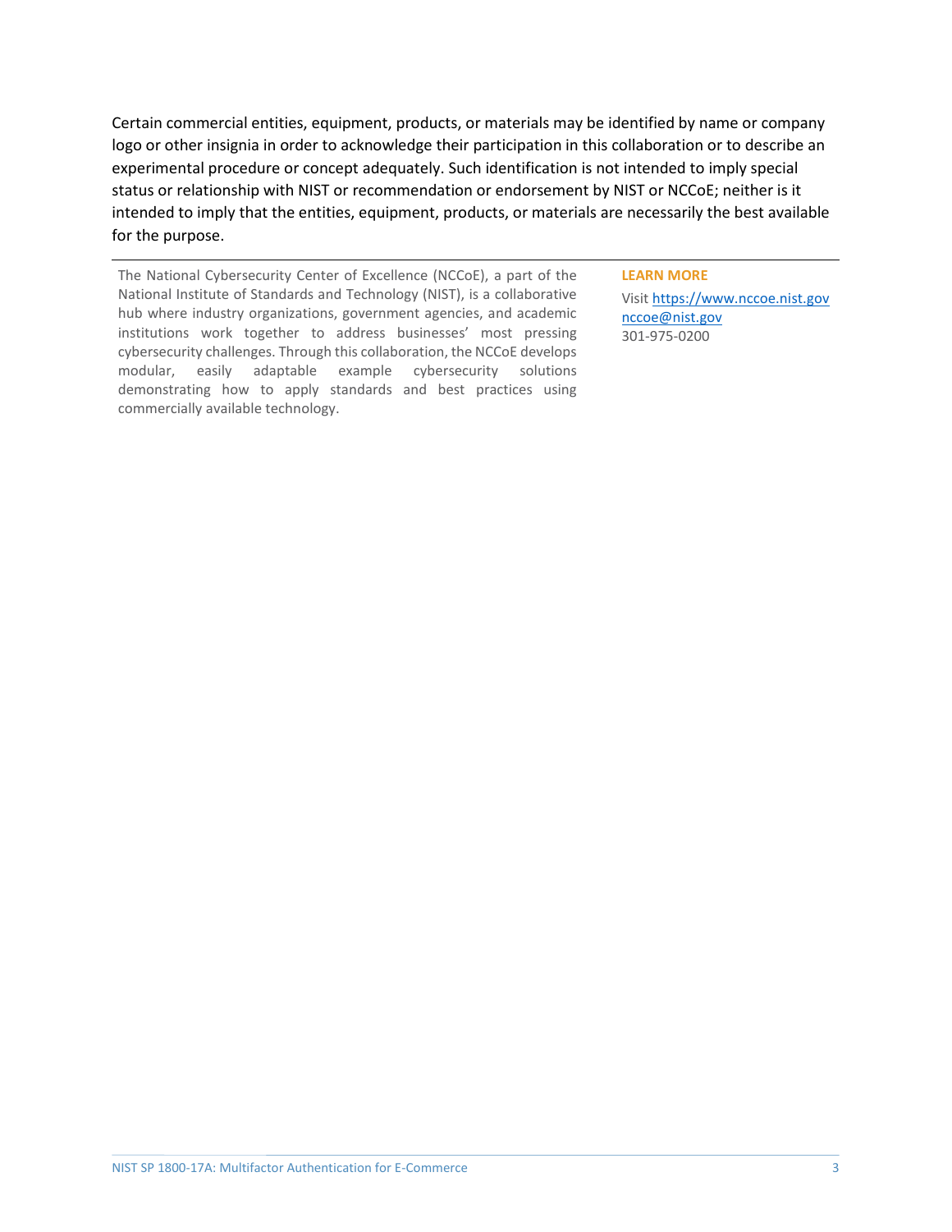Certain commercial entities, equipment, products, or materials may be identified by name or company logo or other insignia in order to acknowledge their participation in this collaboration or to describe an experimental procedure or concept adequately. Such identification is not intended to imply special status or relationship with NIST or recommendation or endorsement by NIST or NCCoE; neither is it intended to imply that the entities, equipment, products, or materials are necessarily the best available for the purpose.

---

The National Cybersecurity Center of Excellence (NCCoE), a part of the National Institute of Standards and Technology (NIST), is a collaborative hub where industry organizations, government agencies, and academic institutions work together to address businesses' most pressing cybersecurity challenges. Through this collaboration, the NCCoE develops modular, easily adaptable example cybersecurity solutions demonstrating how to apply standards and best practices using commercially available technology.

**LEARN MORE**

Visit https://www.nccoe.nist.gov
nccoe@nist.gov
301-975-0200